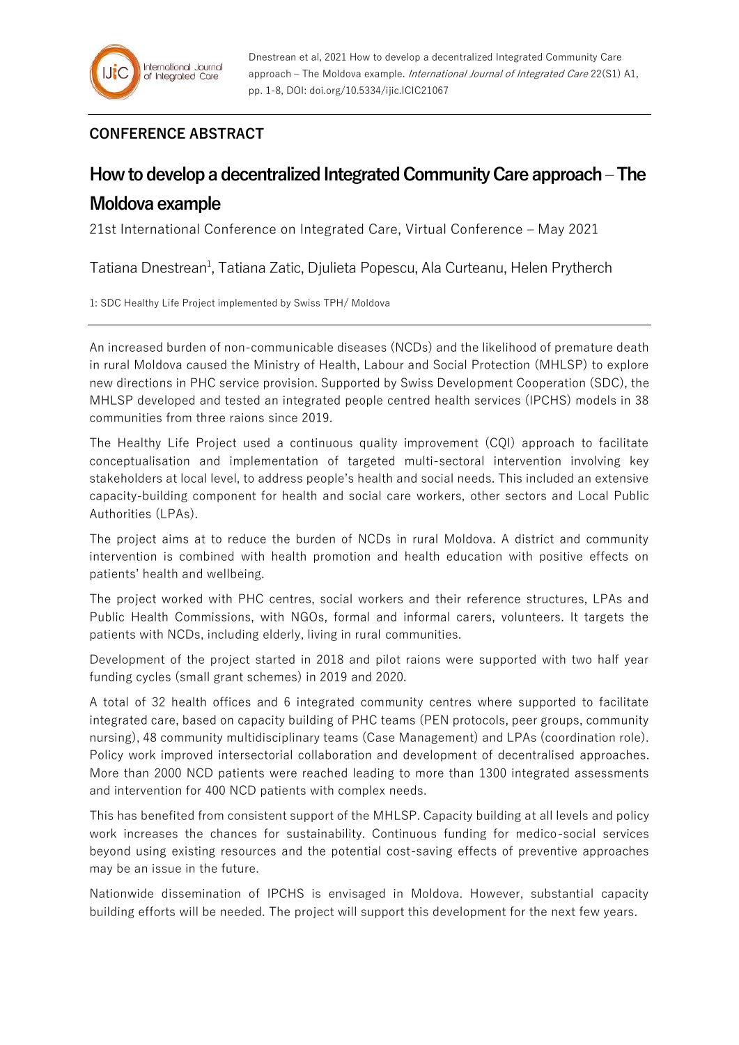**CONFERENCE ABSTRACT**

# How to develop a decentralized Integrated Community Care approach – The Moldova example

21st International Conference on Integrated Care, Virtual Conference – May 2021

Tatiana Dnestrean[1], Tatiana Zatic, Djulieta Popescu, Ala Curteanu, Helen Prytherch

1: SDC Healthy Life Project implemented by Swiss TPH/ Moldova

An increased burden of non-communicable diseases (NCDs) and the likelihood of premature death in rural Moldova caused the Ministry of Health, Labour and Social Protection (MHLSP) to explore new directions in PHC service provision. Supported by Swiss Development Cooperation (SDC), the MHLSP developed and tested an integrated people centred health services (IPCHS) models in 38 communities from three raions since 2019.

The Healthy Life Project used a continuous quality improvement (CQI) approach to facilitate conceptualisation and implementation of targeted multi-sectoral intervention involving key stakeholders at local level, to address people's health and social needs. This included an extensive capacity-building component for health and social care workers, other sectors and Local Public Authorities (LPAs).

The project aims at to reduce the burden of NCDs in rural Moldova. A district and community intervention is combined with health promotion and health education with positive effects on patients' health and wellbeing.

The project worked with PHC centres, social workers and their reference structures, LPAs and Public Health Commissions, with NGOs, formal and informal carers, volunteers. It targets the patients with NCDs, including elderly, living in rural communities.

Development of the project started in 2018 and pilot raions were supported with two half year funding cycles (small grant schemes) in 2019 and 2020.

A total of 32 health offices and 6 integrated community centres where supported to facilitate integrated care, based on capacity building of PHC teams (PEN protocols, peer groups, community nursing), 48 community multidisciplinary teams (Case Management) and LPAs (coordination role). Policy work improved intersectorial collaboration and development of decentralised approaches. More than 2000 NCD patients were reached leading to more than 1300 integrated assessments and intervention for 400 NCD patients with complex needs.

This has benefited from consistent support of the MHLSP. Capacity building at all levels and policy work increases the chances for sustainability. Continuous funding for medico-social services beyond using existing resources and the potential cost-saving effects of preventive approaches may be an issue in the future.

Nationwide dissemination of IPCHS is envisaged in Moldova. However, substantial capacity building efforts will be needed. The project will support this development for the next few years.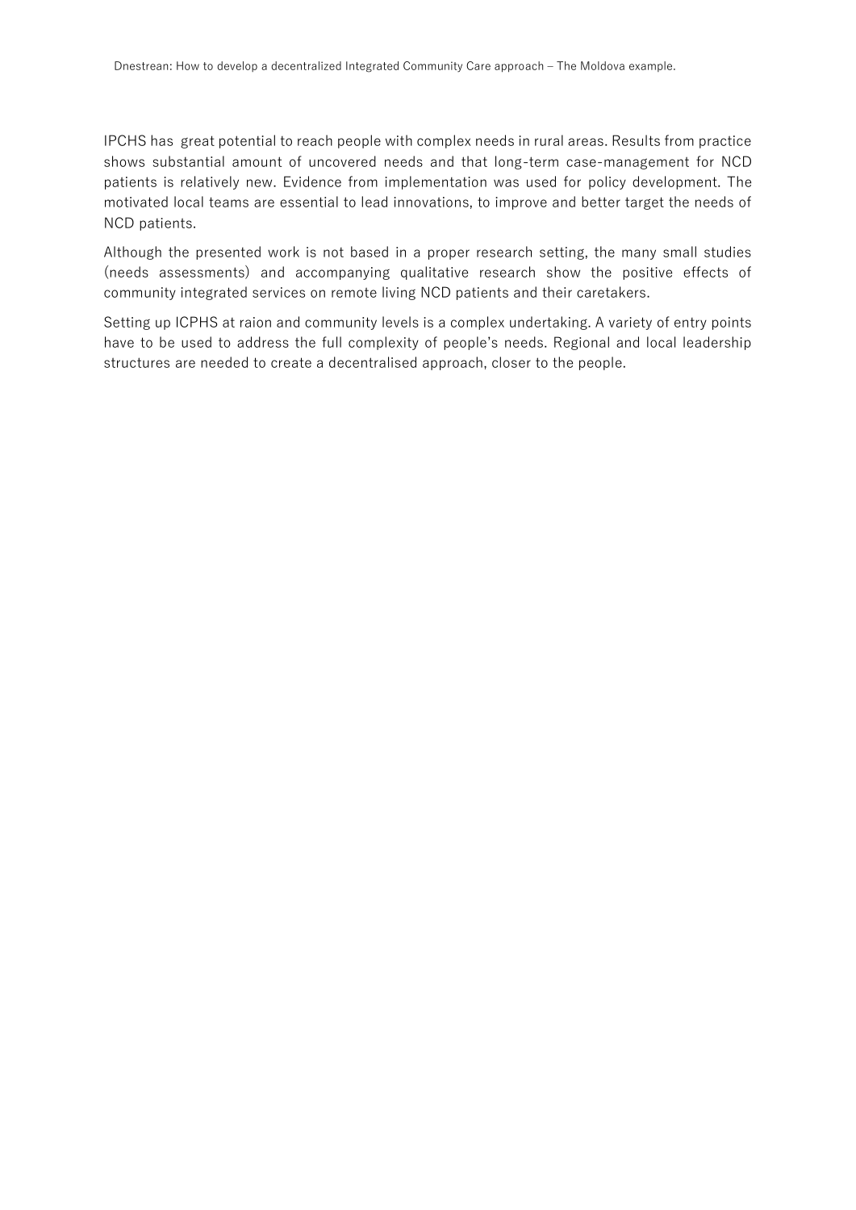IPCHS has great potential to reach people with complex needs in rural areas. Results from practice shows substantial amount of uncovered needs and that long-term case-management for NCD patients is relatively new. Evidence from implementation was used for policy development. The motivated local teams are essential to lead innovations, to improve and better target the needs of NCD patients.

Although the presented work is not based in a proper research setting, the many small studies (needs assessments) and accompanying qualitative research show the positive effects of community integrated services on remote living NCD patients and their caretakers.

Setting up ICPHS at raion and community levels is a complex undertaking. A variety of entry points have to be used to address the full complexity of people's needs. Regional and local leadership structures are needed to create a decentralised approach, closer to the people.